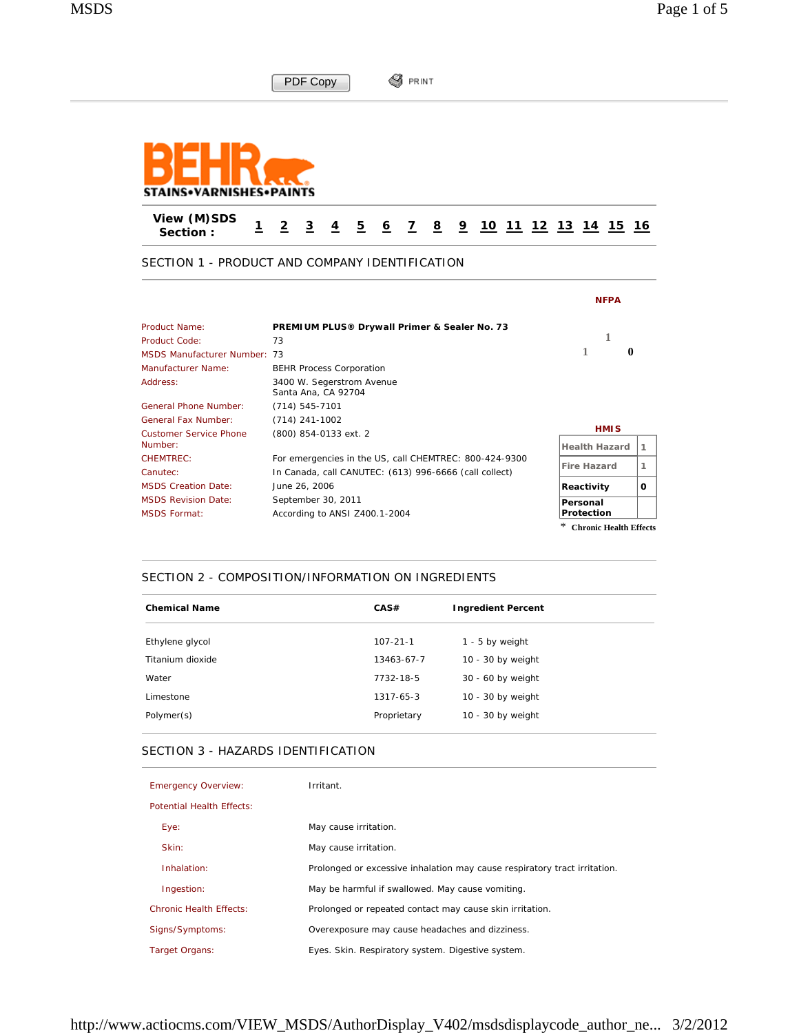BEHR STAINS•VARNISHES•PAINTS

PDF Copy PRINT

View (M)SDS Section : 1 2 3 4 5 6 7 8 9 10 11 12 13 14 15 16

## SECTION 1 - PRODUCT AND COMPANY IDENTIFICATION

| | |
|---|---|
| Product Name: | **PREMIUM PLUS® Drywall Primer & Sealer No. 73** |
| Product Code: | 73 |
| MSDS Manufacturer Number: | 73 |
| Manufacturer Name: | BEHR Process Corporation |
| Address: | 3400 W. Segerstrom Avenue Santa Ana, CA 92704 |
| General Phone Number: | (714) 545-7101 |
| General Fax Number: | (714) 241-1002 |
| Customer Service Phone Number: | (800) 854-0133 ext. 2 |
| CHEMTREC: | For emergencies in the US, call CHEMTREC: 800-424-9300 |
| Canutec: | In Canada, call CANUTEC: (613) 996-6666 (call collect) |
| MSDS Creation Date: | June 26, 2006 |
| MSDS Revision Date: | September 30, 2011 |
| MSDS Format: | According to ANSI Z400.1-2004 |

**NFPA**

1

1 0

**HMIS**

| | |
|---|---|
| Health Hazard | 1 |
| Fire Hazard | 1 |
| Reactivity | 0 |
| Personal Protection | |

* Chronic Health Effects

## SECTION 2 - COMPOSITION/INFORMATION ON INGREDIENTS

| Chemical Name | CAS# | Ingredient Percent |
|---|---|---|
| Ethylene glycol | 107-21-1 | 1 - 5 by weight |
| Titanium dioxide | 13463-67-7 | 10 - 30 by weight |
| Water | 7732-18-5 | 30 - 60 by weight |
| Limestone | 1317-65-3 | 10 - 30 by weight |
| Polymer(s) | Proprietary | 10 - 30 by weight |

## SECTION 3 - HAZARDS IDENTIFICATION

| | |
|---|---|
| Emergency Overview: | Irritant. |
| Potential Health Effects: | |
| Eye: | May cause irritation. |
| Skin: | May cause irritation. |
| Inhalation: | Prolonged or excessive inhalation may cause respiratory tract irritation. |
| Ingestion: | May be harmful if swallowed. May cause vomiting. |
| Chronic Health Effects: | Prolonged or repeated contact may cause skin irritation. |
| Signs/Symptoms: | Overexposure may cause headaches and dizziness. |
| Target Organs: | Eyes. Skin. Respiratory system. Digestive system. |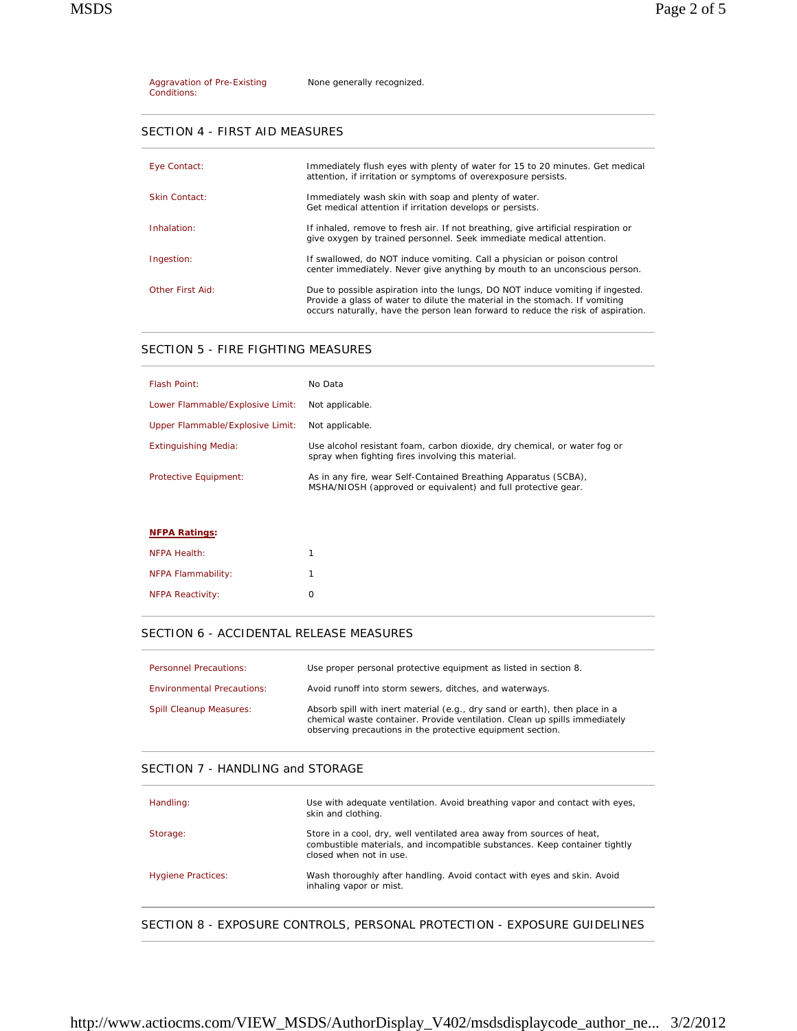| | |
|---|---|
| Aggravation of Pre-Existing Conditions: | None generally recognized. |

## SECTION 4 - FIRST AID MEASURES

| | |
|---|---|
| Eye Contact: | Immediately flush eyes with plenty of water for 15 to 20 minutes. Get medical attention, if irritation or symptoms of overexposure persists. |
| Skin Contact: | Immediately wash skin with soap and plenty of water. Get medical attention if irritation develops or persists. |
| Inhalation: | If inhaled, remove to fresh air. If not breathing, give artificial respiration or give oxygen by trained personnel. Seek immediate medical attention. |
| Ingestion: | If swallowed, do NOT induce vomiting. Call a physician or poison control center immediately. Never give anything by mouth to an unconscious person. |
| Other First Aid: | Due to possible aspiration into the lungs, DO NOT induce vomiting if ingested. Provide a glass of water to dilute the material in the stomach. If vomiting occurs naturally, have the person lean forward to reduce the risk of aspiration. |

## SECTION 5 - FIRE FIGHTING MEASURES

| | |
|---|---|
| Flash Point: | No Data |
| Lower Flammable/Explosive Limit: | Not applicable. |
| Upper Flammable/Explosive Limit: | Not applicable. |
| Extinguishing Media: | Use alcohol resistant foam, carbon dioxide, dry chemical, or water fog or spray when fighting fires involving this material. |
| Protective Equipment: | As in any fire, wear Self-Contained Breathing Apparatus (SCBA), MSHA/NIOSH (approved or equivalent) and full protective gear. |

**NFPA Ratings:**

| | |
|---|---|
| NFPA Health: | 1 |
| NFPA Flammability: | 1 |
| NFPA Reactivity: | 0 |

## SECTION 6 - ACCIDENTAL RELEASE MEASURES

| | |
|---|---|
| Personnel Precautions: | Use proper personal protective equipment as listed in section 8. |
| Environmental Precautions: | Avoid runoff into storm sewers, ditches, and waterways. |
| Spill Cleanup Measures: | Absorb spill with inert material (e.g., dry sand or earth), then place in a chemical waste container. Provide ventilation. Clean up spills immediately observing precautions in the protective equipment section. |

## SECTION 7 - HANDLING and STORAGE

| | |
|---|---|
| Handling: | Use with adequate ventilation. Avoid breathing vapor and contact with eyes, skin and clothing. |
| Storage: | Store in a cool, dry, well ventilated area away from sources of heat, combustible materials, and incompatible substances. Keep container tightly closed when not in use. |
| Hygiene Practices: | Wash thoroughly after handling. Avoid contact with eyes and skin. Avoid inhaling vapor or mist. |

## SECTION 8 - EXPOSURE CONTROLS, PERSONAL PROTECTION - EXPOSURE GUIDELINES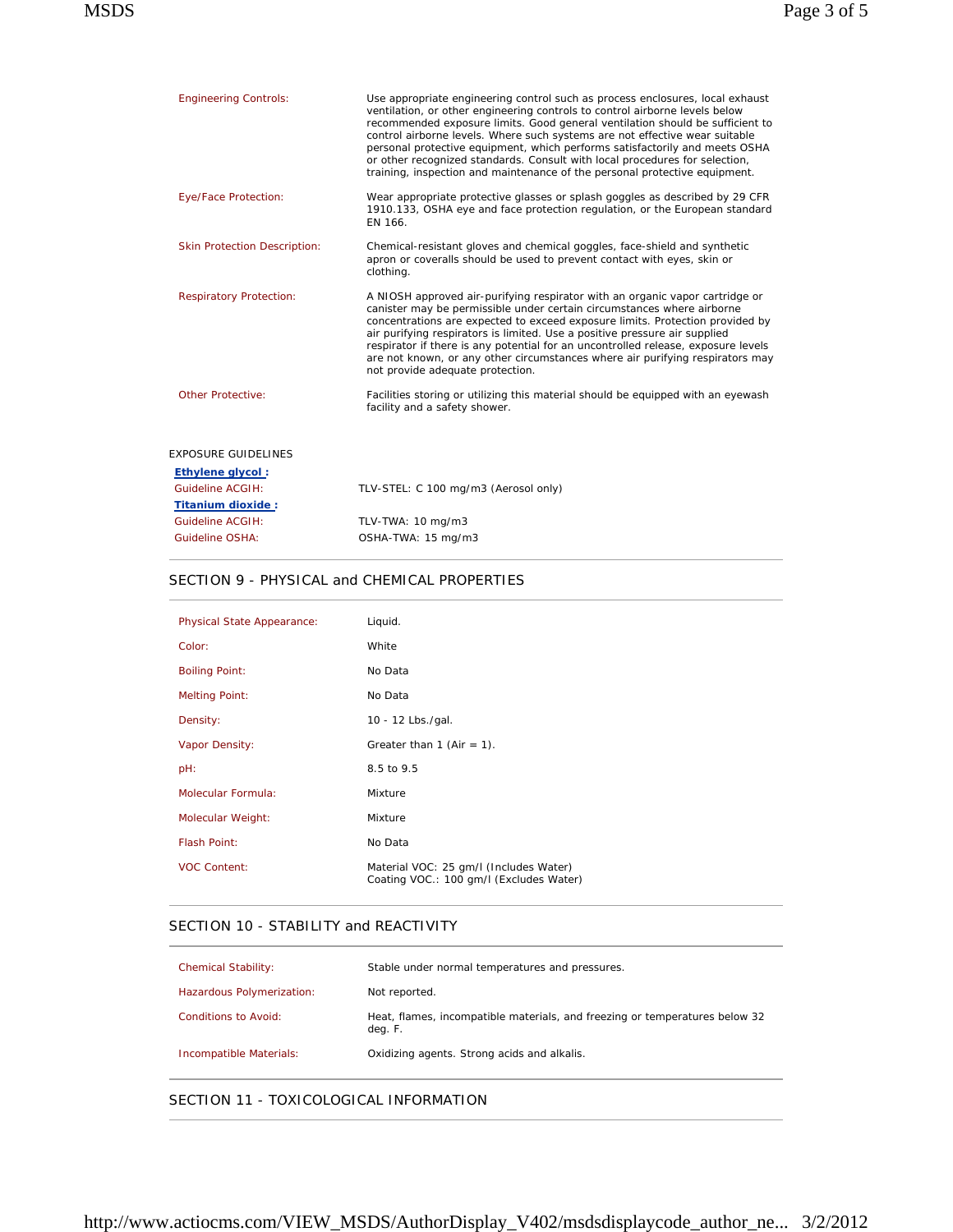| | |
|---|---|
| Engineering Controls: | Use appropriate engineering control such as process enclosures, local exhaust ventilation, or other engineering controls to control airborne levels below recommended exposure limits. Good general ventilation should be sufficient to control airborne levels. Where such systems are not effective wear suitable personal protective equipment, which performs satisfactorily and meets OSHA or other recognized standards. Consult with local procedures for selection, training, inspection and maintenance of the personal protective equipment. |
| Eye/Face Protection: | Wear appropriate protective glasses or splash goggles as described by 29 CFR 1910.133, OSHA eye and face protection regulation, or the European standard EN 166. |
| Skin Protection Description: | Chemical-resistant gloves and chemical goggles, face-shield and synthetic apron or coveralls should be used to prevent contact with eyes, skin or clothing. |
| Respiratory Protection: | A NIOSH approved air-purifying respirator with an organic vapor cartridge or canister may be permissible under certain circumstances where airborne concentrations are expected to exceed exposure limits. Protection provided by air purifying respirators is limited. Use a positive pressure air supplied respirator if there is any potential for an uncontrolled release, exposure levels are not known, or any other circumstances where air purifying respirators may not provide adequate protection. |
| Other Protective: | Facilities storing or utilizing this material should be equipped with an eyewash facility and a safety shower. |

EXPOSURE GUIDELINES

**Ethylene glycol :**

| | |
|---|---|
| Guideline ACGIH: | TLV-STEL: C 100 mg/m3 (Aerosol only) |

**Titanium dioxide :**

| | |
|---|---|
| Guideline ACGIH: | TLV-TWA: 10 mg/m3 |
| Guideline OSHA: | OSHA-TWA: 15 mg/m3 |

## SECTION 9 - PHYSICAL and CHEMICAL PROPERTIES

| | |
|---|---|
| Physical State Appearance: | Liquid. |
| Color: | White |
| Boiling Point: | No Data |
| Melting Point: | No Data |
| Density: | 10 - 12 Lbs./gal. |
| Vapor Density: | Greater than 1 (Air = 1). |
| pH: | 8.5 to 9.5 |
| Molecular Formula: | Mixture |
| Molecular Weight: | Mixture |
| Flash Point: | No Data |
| VOC Content: | Material VOC: 25 gm/l (Includes Water)<br>Coating VOC.: 100 gm/l (Excludes Water) |

## SECTION 10 - STABILITY and REACTIVITY

| | |
|---|---|
| Chemical Stability: | Stable under normal temperatures and pressures. |
| Hazardous Polymerization: | Not reported. |
| Conditions to Avoid: | Heat, flames, incompatible materials, and freezing or temperatures below 32 deg. F. |
| Incompatible Materials: | Oxidizing agents. Strong acids and alkalis. |

## SECTION 11 - TOXICOLOGICAL INFORMATION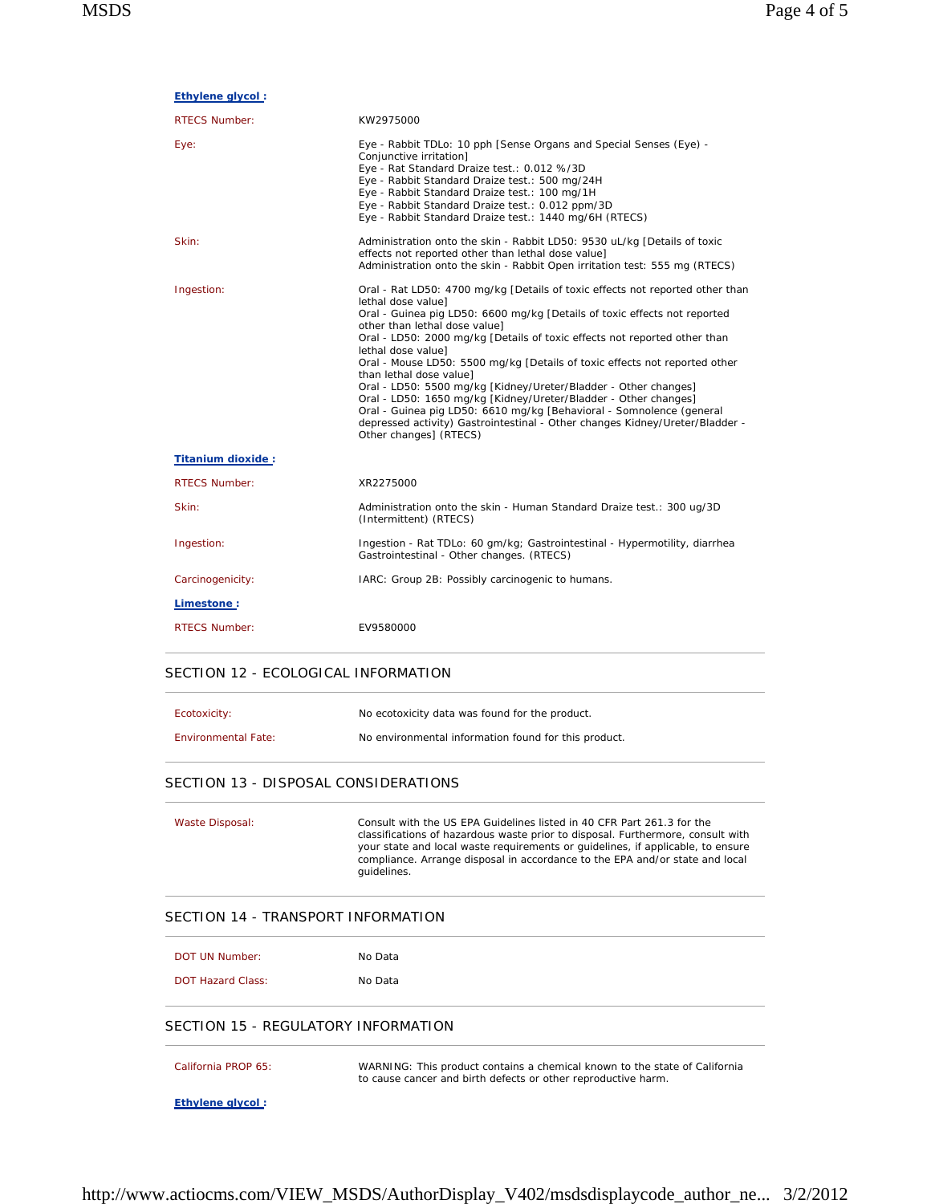**Ethylene glycol :**

| | |
|---|---|
| RTECS Number: | KW2975000 |
| Eye: | Eye - Rabbit TDLo: 10 pph [Sense Organs and Special Senses (Eye) - Conjunctive irritation]<br>Eye - Rat Standard Draize test.: 0.012 %/3D<br>Eye - Rabbit Standard Draize test.: 500 mg/24H<br>Eye - Rabbit Standard Draize test.: 100 mg/1H<br>Eye - Rabbit Standard Draize test.: 0.012 ppm/3D<br>Eye - Rabbit Standard Draize test.: 1440 mg/6H (RTECS) |
| Skin: | Administration onto the skin - Rabbit LD50: 9530 uL/kg [Details of toxic effects not reported other than lethal dose value]<br>Administration onto the skin - Rabbit Open irritation test: 555 mg (RTECS) |
| Ingestion: | Oral - Rat LD50: 4700 mg/kg [Details of toxic effects not reported other than lethal dose value]<br>Oral - Guinea pig LD50: 6600 mg/kg [Details of toxic effects not reported other than lethal dose value]<br>Oral - LD50: 2000 mg/kg [Details of toxic effects not reported other than lethal dose value]<br>Oral - Mouse LD50: 5500 mg/kg [Details of toxic effects not reported other than lethal dose value]<br>Oral - LD50: 5500 mg/kg [Kidney/Ureter/Bladder - Other changes]<br>Oral - LD50: 1650 mg/kg [Kidney/Ureter/Bladder - Other changes]<br>Oral - Guinea pig LD50: 6610 mg/kg [Behavioral - Somnolence (general depressed activity) Gastrointestinal - Other changes Kidney/Ureter/Bladder - Other changes] (RTECS) |

**Titanium dioxide :**

| | |
|---|---|
| RTECS Number: | XR2275000 |
| Skin: | Administration onto the skin - Human Standard Draize test.: 300 ug/3D (Intermittent) (RTECS) |
| Ingestion: | Ingestion - Rat TDLo: 60 gm/kg; Gastrointestinal - Hypermotility, diarrhea Gastrointestinal - Other changes. (RTECS) |
| Carcinogenicity: | IARC: Group 2B: Possibly carcinogenic to humans. |

**Limestone :**

| | |
|---|---|
| RTECS Number: | EV9580000 |

## SECTION 12 - ECOLOGICAL INFORMATION

| | |
|---|---|
| Ecotoxicity: | No ecotoxicity data was found for the product. |
| Environmental Fate: | No environmental information found for this product. |

## SECTION 13 - DISPOSAL CONSIDERATIONS

| | |
|---|---|
| Waste Disposal: | Consult with the US EPA Guidelines listed in 40 CFR Part 261.3 for the classifications of hazardous waste prior to disposal. Furthermore, consult with your state and local waste requirements or guidelines, if applicable, to ensure compliance. Arrange disposal in accordance to the EPA and/or state and local guidelines. |

## SECTION 14 - TRANSPORT INFORMATION

| | |
|---|---|
| DOT UN Number: | No Data |
| DOT Hazard Class: | No Data |

## SECTION 15 - REGULATORY INFORMATION

| | |
|---|---|
| California PROP 65: | WARNING: This product contains a chemical known to the state of California to cause cancer and birth defects or other reproductive harm. |

**Ethylene glycol :**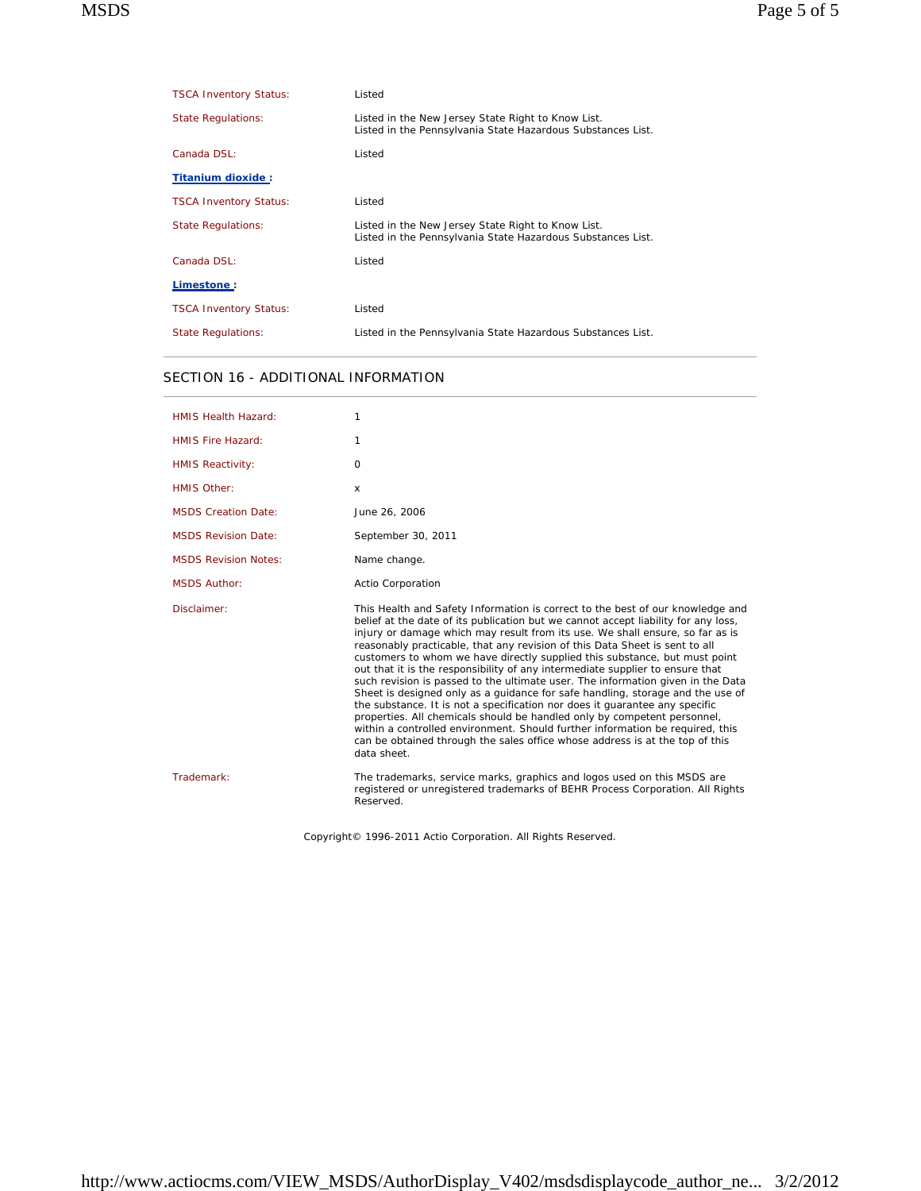| | |
|---|---|
| TSCA Inventory Status: | Listed |
| State Regulations: | Listed in the New Jersey State Right to Know List.<br>Listed in the Pennsylvania State Hazardous Substances List. |
| Canada DSL: | Listed |

**Titanium dioxide :**

| | |
|---|---|
| TSCA Inventory Status: | Listed |
| State Regulations: | Listed in the New Jersey State Right to Know List.<br>Listed in the Pennsylvania State Hazardous Substances List. |
| Canada DSL: | Listed |

**Limestone :**

| | |
|---|---|
| TSCA Inventory Status: | Listed |
| State Regulations: | Listed in the Pennsylvania State Hazardous Substances List. |

## SECTION 16 - ADDITIONAL INFORMATION

| | |
|---|---|
| HMIS Health Hazard: | 1 |
| HMIS Fire Hazard: | 1 |
| HMIS Reactivity: | 0 |
| HMIS Other: | x |
| MSDS Creation Date: | June 26, 2006 |
| MSDS Revision Date: | September 30, 2011 |
| MSDS Revision Notes: | Name change. |
| MSDS Author: | Actio Corporation |
| Disclaimer: | This Health and Safety Information is correct to the best of our knowledge and belief at the date of its publication but we cannot accept liability for any loss, injury or damage which may result from its use. We shall ensure, so far as is reasonably practicable, that any revision of this Data Sheet is sent to all customers to whom we have directly supplied this substance, but must point out that it is the responsibility of any intermediate supplier to ensure that such revision is passed to the ultimate user. The information given in the Data Sheet is designed only as a guidance for safe handling, storage and the use of the substance. It is not a specification nor does it guarantee any specific properties. All chemicals should be handled only by competent personnel, within a controlled environment. Should further information be required, this can be obtained through the sales office whose address is at the top of this data sheet. |
| Trademark: | The trademarks, service marks, graphics and logos used on this MSDS are registered or unregistered trademarks of BEHR Process Corporation. All Rights Reserved. |

Copyright© 1996-2011 Actio Corporation. All Rights Reserved.